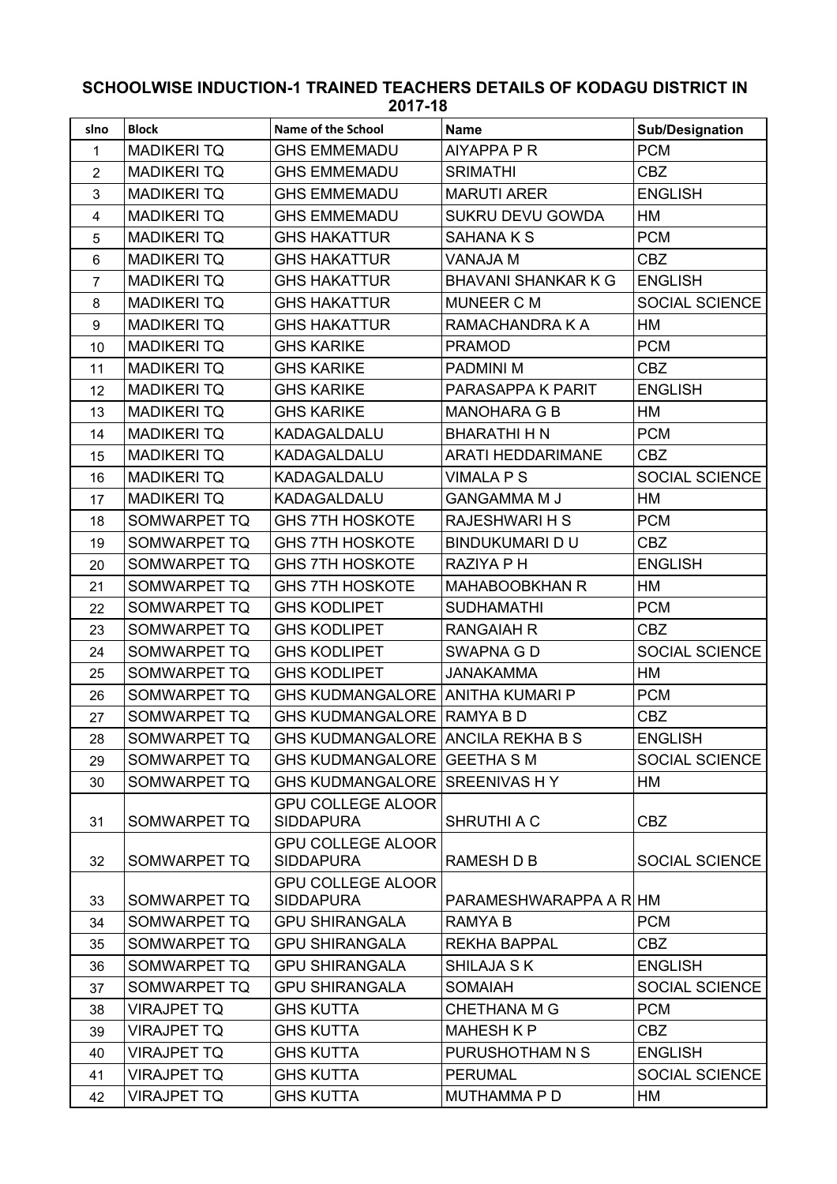# SCHOOLWISE INDUCTION-1 TRAINED TEACHERS DETAILS OF KODAGU DISTRICT IN 2017-18

| slno | Block | Name of the School | Name | Sub/Designation |
|---|---|---|---|---|
| 1 | MADIKERI TQ | GHS EMMEMADU | AIYAPPA P R | PCM |
| 2 | MADIKERI TQ | GHS EMMEMADU | SRIMATHI | CBZ |
| 3 | MADIKERI TQ | GHS EMMEMADU | MARUTI ARER | ENGLISH |
| 4 | MADIKERI TQ | GHS EMMEMADU | SUKRU DEVU GOWDA | HM |
| 5 | MADIKERI TQ | GHS HAKATTUR | SAHANA K S | PCM |
| 6 | MADIKERI TQ | GHS HAKATTUR | VANAJA M | CBZ |
| 7 | MADIKERI TQ | GHS HAKATTUR | BHAVANI SHANKAR K G | ENGLISH |
| 8 | MADIKERI TQ | GHS HAKATTUR | MUNEER C M | SOCIAL SCIENCE |
| 9 | MADIKERI TQ | GHS HAKATTUR | RAMACHANDRA K A | HM |
| 10 | MADIKERI TQ | GHS KARIKE | PRAMOD | PCM |
| 11 | MADIKERI TQ | GHS KARIKE | PADMINI M | CBZ |
| 12 | MADIKERI TQ | GHS KARIKE | PARASAPPA K PARIT | ENGLISH |
| 13 | MADIKERI TQ | GHS KARIKE | MANOHARA G B | HM |
| 14 | MADIKERI TQ | KADAGALDALU | BHARATHI H N | PCM |
| 15 | MADIKERI TQ | KADAGALDALU | ARATI HEDDARIMANE | CBZ |
| 16 | MADIKERI TQ | KADAGALDALU | VIMALA P S | SOCIAL SCIENCE |
| 17 | MADIKERI TQ | KADAGALDALU | GANGAMMA M J | HM |
| 18 | SOMWARPET TQ | GHS 7TH HOSKOTE | RAJESHWARI H S | PCM |
| 19 | SOMWARPET TQ | GHS 7TH HOSKOTE | BINDUKUMARI D U | CBZ |
| 20 | SOMWARPET TQ | GHS 7TH HOSKOTE | RAZIYA P H | ENGLISH |
| 21 | SOMWARPET TQ | GHS 7TH HOSKOTE | MAHABOOBKHAN R | HM |
| 22 | SOMWARPET TQ | GHS KODLIPET | SUDHAMATHI | PCM |
| 23 | SOMWARPET TQ | GHS KODLIPET | RANGAIAH R | CBZ |
| 24 | SOMWARPET TQ | GHS KODLIPET | SWAPNA G D | SOCIAL SCIENCE |
| 25 | SOMWARPET TQ | GHS KODLIPET | JANAKAMMA | HM |
| 26 | SOMWARPET TQ | GHS KUDMANGALORE | ANITHA KUMARI P | PCM |
| 27 | SOMWARPET TQ | GHS KUDMANGALORE | RAMYA B D | CBZ |
| 28 | SOMWARPET TQ | GHS KUDMANGALORE | ANCILA REKHA B S | ENGLISH |
| 29 | SOMWARPET TQ | GHS KUDMANGALORE | GEETHA S M | SOCIAL SCIENCE |
| 30 | SOMWARPET TQ | GHS KUDMANGALORE | SREENIVAS H Y | HM |
| 31 | SOMWARPET TQ | GPU COLLEGE ALOOR SIDDAPURA | SHRUTHI A C | CBZ |
| 32 | SOMWARPET TQ | GPU COLLEGE ALOOR SIDDAPURA | RAMESH D B | SOCIAL SCIENCE |
| 33 | SOMWARPET TQ | GPU COLLEGE ALOOR SIDDAPURA | PARAMESHWARAPPA A R | HM |
| 34 | SOMWARPET TQ | GPU SHIRANGALA | RAMYA B | PCM |
| 35 | SOMWARPET TQ | GPU SHIRANGALA | REKHA BAPPAL | CBZ |
| 36 | SOMWARPET TQ | GPU SHIRANGALA | SHILAJA S K | ENGLISH |
| 37 | SOMWARPET TQ | GPU SHIRANGALA | SOMAIAH | SOCIAL SCIENCE |
| 38 | VIRAJPET TQ | GHS KUTTA | CHETHANA M G | PCM |
| 39 | VIRAJPET TQ | GHS KUTTA | MAHESH K P | CBZ |
| 40 | VIRAJPET TQ | GHS KUTTA | PURUSHOTHAM N S | ENGLISH |
| 41 | VIRAJPET TQ | GHS KUTTA | PERUMAL | SOCIAL SCIENCE |
| 42 | VIRAJPET TQ | GHS KUTTA | MUTHAMMA P D | HM |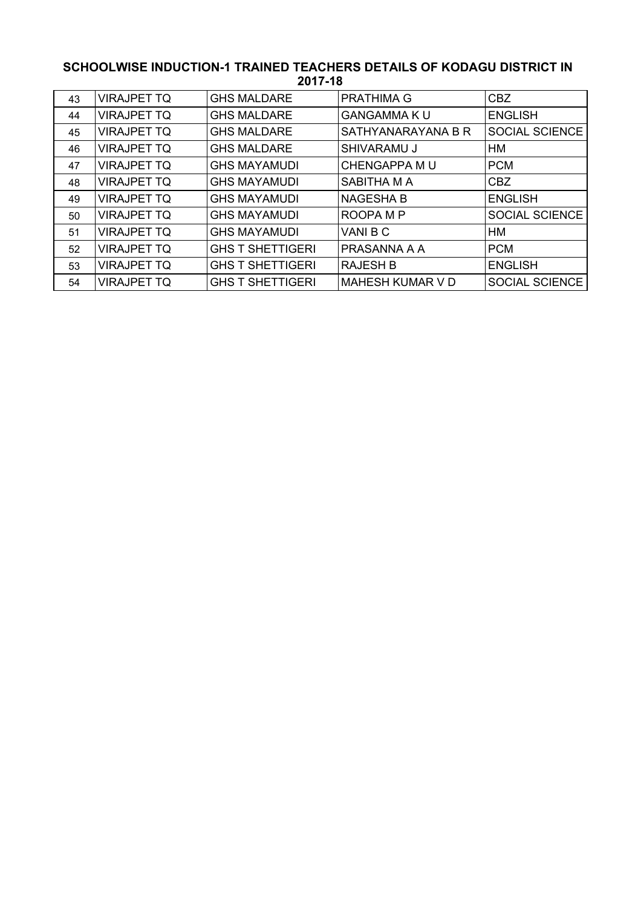**SCHOOLWISE INDUCTION-1 TRAINED TEACHERS DETAILS OF KODAGU DISTRICT IN 2017-18**

| | | | | |
|---|---|---|---|---|
| 43 | VIRAJPET TQ | GHS MALDARE | PRATHIMA G | CBZ |
| 44 | VIRAJPET TQ | GHS MALDARE | GANGAMMA K U | ENGLISH |
| 45 | VIRAJPET TQ | GHS MALDARE | SATHYANARAYANA B R | SOCIAL SCIENCE |
| 46 | VIRAJPET TQ | GHS MALDARE | SHIVARAMU J | HM |
| 47 | VIRAJPET TQ | GHS MAYAMUDI | CHENGAPPA M U | PCM |
| 48 | VIRAJPET TQ | GHS MAYAMUDI | SABITHA M A | CBZ |
| 49 | VIRAJPET TQ | GHS MAYAMUDI | NAGESHA B | ENGLISH |
| 50 | VIRAJPET TQ | GHS MAYAMUDI | ROOPA M P | SOCIAL SCIENCE |
| 51 | VIRAJPET TQ | GHS MAYAMUDI | VANI B C | HM |
| 52 | VIRAJPET TQ | GHS T SHETTIGERI | PRASANNA A A | PCM |
| 53 | VIRAJPET TQ | GHS T SHETTIGERI | RAJESH B | ENGLISH |
| 54 | VIRAJPET TQ | GHS T SHETTIGERI | MAHESH KUMAR V D | SOCIAL SCIENCE |